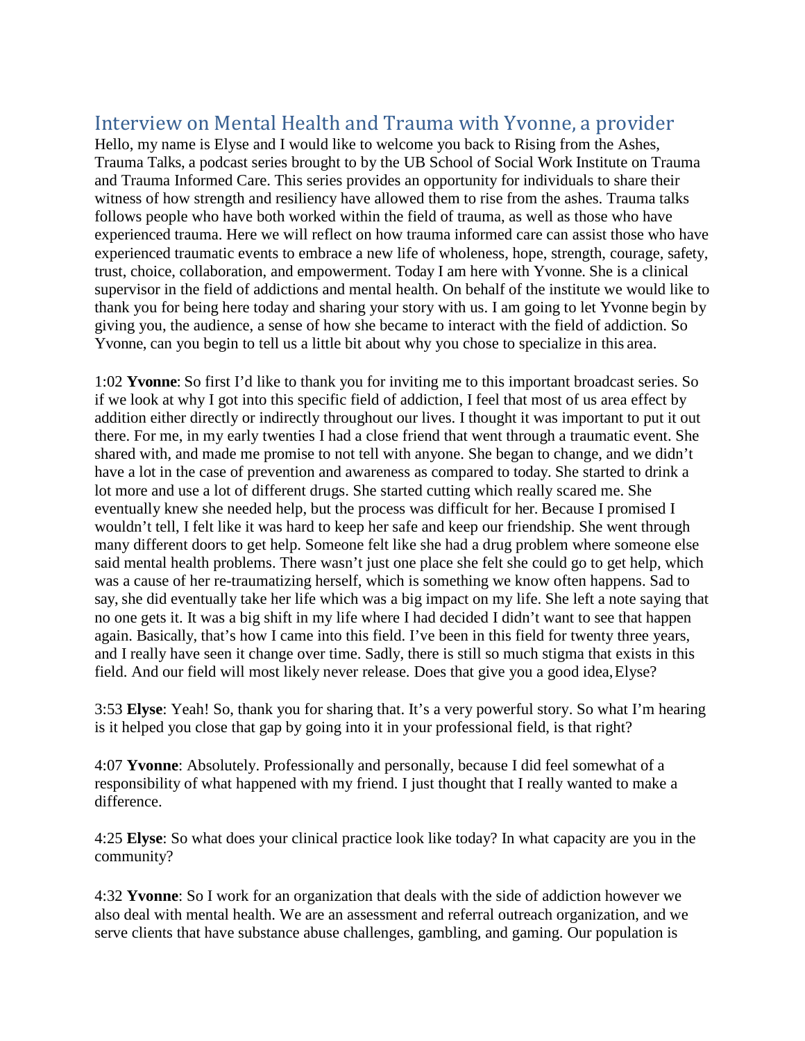# Interview on Mental Health and Trauma with Yvonne, a provider

Hello, my name is Elyse and I would like to welcome you back to Rising from the Ashes, Trauma Talks, a podcast series brought to by the UB School of Social Work Institute on Trauma and Trauma Informed Care. This series provides an opportunity for individuals to share their witness of how strength and resiliency have allowed them to rise from the ashes. Trauma talks follows people who have both worked within the field of trauma, as well as those who have experienced trauma. Here we will reflect on how trauma informed care can assist those who have experienced traumatic events to embrace a new life of wholeness, hope, strength, courage, safety, trust, choice, collaboration, and empowerment. Today I am here with Yvonne. She is a clinical supervisor in the field of addictions and mental health. On behalf of the institute we would like to thank you for being here today and sharing your story with us. I am going to let Yvonne begin by giving you, the audience, a sense of how she became to interact with the field of addiction. So Yvonne, can you begin to tell us a little bit about why you chose to specialize in this area.

1:02 **Yvonne**: So first I'd like to thank you for inviting me to this important broadcast series. So if we look at why I got into this specific field of addiction, I feel that most of us area effect by addition either directly or indirectly throughout our lives. I thought it was important to put it out there. For me, in my early twenties I had a close friend that went through a traumatic event. She shared with, and made me promise to not tell with anyone. She began to change, and we didn't have a lot in the case of prevention and awareness as compared to today. She started to drink a lot more and use a lot of different drugs. She started cutting which really scared me. She eventually knew she needed help, but the process was difficult for her. Because I promised I wouldn't tell, I felt like it was hard to keep her safe and keep our friendship. She went through many different doors to get help. Someone felt like she had a drug problem where someone else said mental health problems. There wasn't just one place she felt she could go to get help, which was a cause of her re-traumatizing herself, which is something we know often happens. Sad to say, she did eventually take her life which was a big impact on my life. She left a note saying that no one gets it. It was a big shift in my life where I had decided I didn't want to see that happen again. Basically, that's how I came into this field. I've been in this field for twenty three years, and I really have seen it change over time. Sadly, there is still so much stigma that exists in this field. And our field will most likely never release. Does that give you a good idea, Elyse?

3:53 **Elyse**: Yeah! So, thank you for sharing that. It's a very powerful story. So what I'm hearing is it helped you close that gap by going into it in your professional field, is that right?

4:07 **Yvonne**: Absolutely. Professionally and personally, because I did feel somewhat of a responsibility of what happened with my friend. I just thought that I really wanted to make a difference.

4:25 **Elyse**: So what does your clinical practice look like today? In what capacity are you in the community?

4:32 **Yvonne**: So I work for an organization that deals with the side of addiction however we also deal with mental health. We are an assessment and referral outreach organization, and we serve clients that have substance abuse challenges, gambling, and gaming. Our population is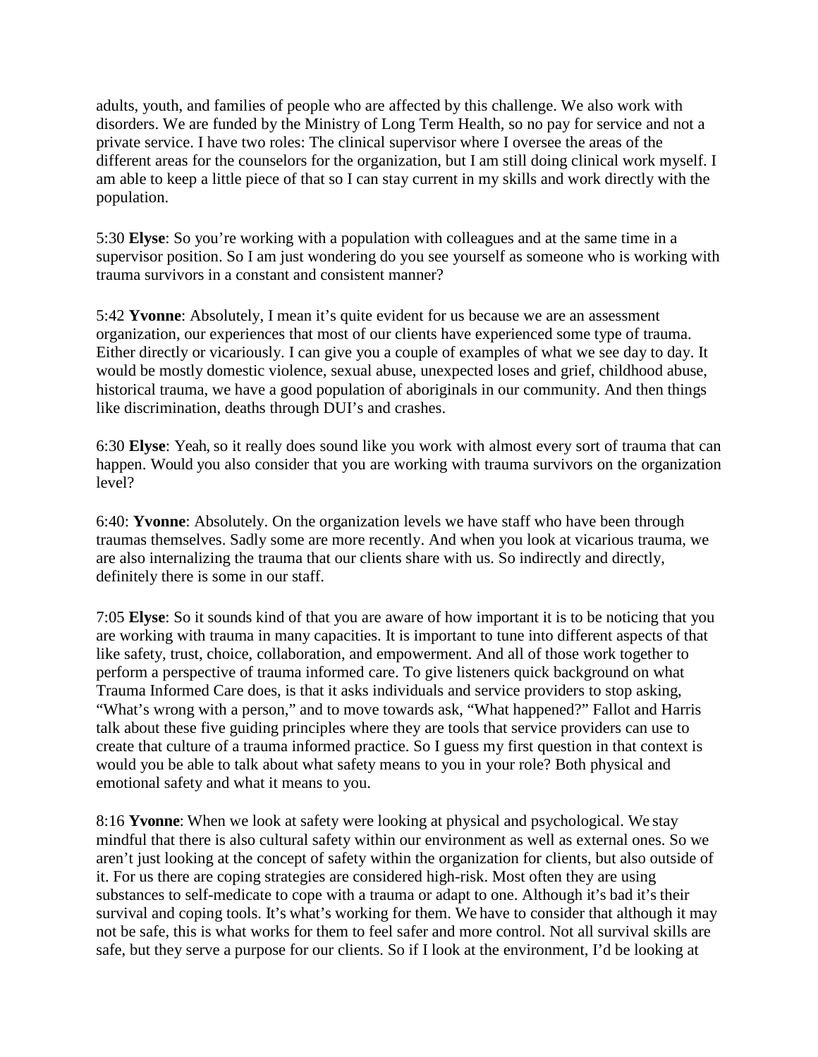adults, youth, and families of people who are affected by this challenge. We also work with disorders. We are funded by the Ministry of Long Term Health, so no pay for service and not a private service. I have two roles: The clinical supervisor where I oversee the areas of the different areas for the counselors for the organization, but I am still doing clinical work myself. I am able to keep a little piece of that so I can stay current in my skills and work directly with the population.

5:30 **Elyse**: So you're working with a population with colleagues and at the same time in a supervisor position. So I am just wondering do you see yourself as someone who is working with trauma survivors in a constant and consistent manner?

5:42 **Yvonne**: Absolutely, I mean it's quite evident for us because we are an assessment organization, our experiences that most of our clients have experienced some type of trauma. Either directly or vicariously. I can give you a couple of examples of what we see day to day. It would be mostly domestic violence, sexual abuse, unexpected loses and grief, childhood abuse, historical trauma, we have a good population of aboriginals in our community. And then things like discrimination, deaths through DUI's and crashes.

6:30 **Elyse**: Yeah, so it really does sound like you work with almost every sort of trauma that can happen. Would you also consider that you are working with trauma survivors on the organization level?

6:40: **Yvonne**: Absolutely. On the organization levels we have staff who have been through traumas themselves. Sadly some are more recently. And when you look at vicarious trauma, we are also internalizing the trauma that our clients share with us. So indirectly and directly, definitely there is some in our staff.

7:05 **Elyse**: So it sounds kind of that you are aware of how important it is to be noticing that you are working with trauma in many capacities. It is important to tune into different aspects of that like safety, trust, choice, collaboration, and empowerment. And all of those work together to perform a perspective of trauma informed care. To give listeners quick background on what Trauma Informed Care does, is that it asks individuals and service providers to stop asking, "What's wrong with a person," and to move towards ask, "What happened?" Fallot and Harris talk about these five guiding principles where they are tools that service providers can use to create that culture of a trauma informed practice. So I guess my first question in that context is would you be able to talk about what safety means to you in your role? Both physical and emotional safety and what it means to you.

8:16 **Yvonne**: When we look at safety were looking at physical and psychological. We stay mindful that there is also cultural safety within our environment as well as external ones. So we aren't just looking at the concept of safety within the organization for clients, but also outside of it. For us there are coping strategies are considered high-risk. Most often they are using substances to self-medicate to cope with a trauma or adapt to one. Although it's bad it's their survival and coping tools. It's what's working for them. We have to consider that although it may not be safe, this is what works for them to feel safer and more control. Not all survival skills are safe, but they serve a purpose for our clients. So if I look at the environment, I'd be looking at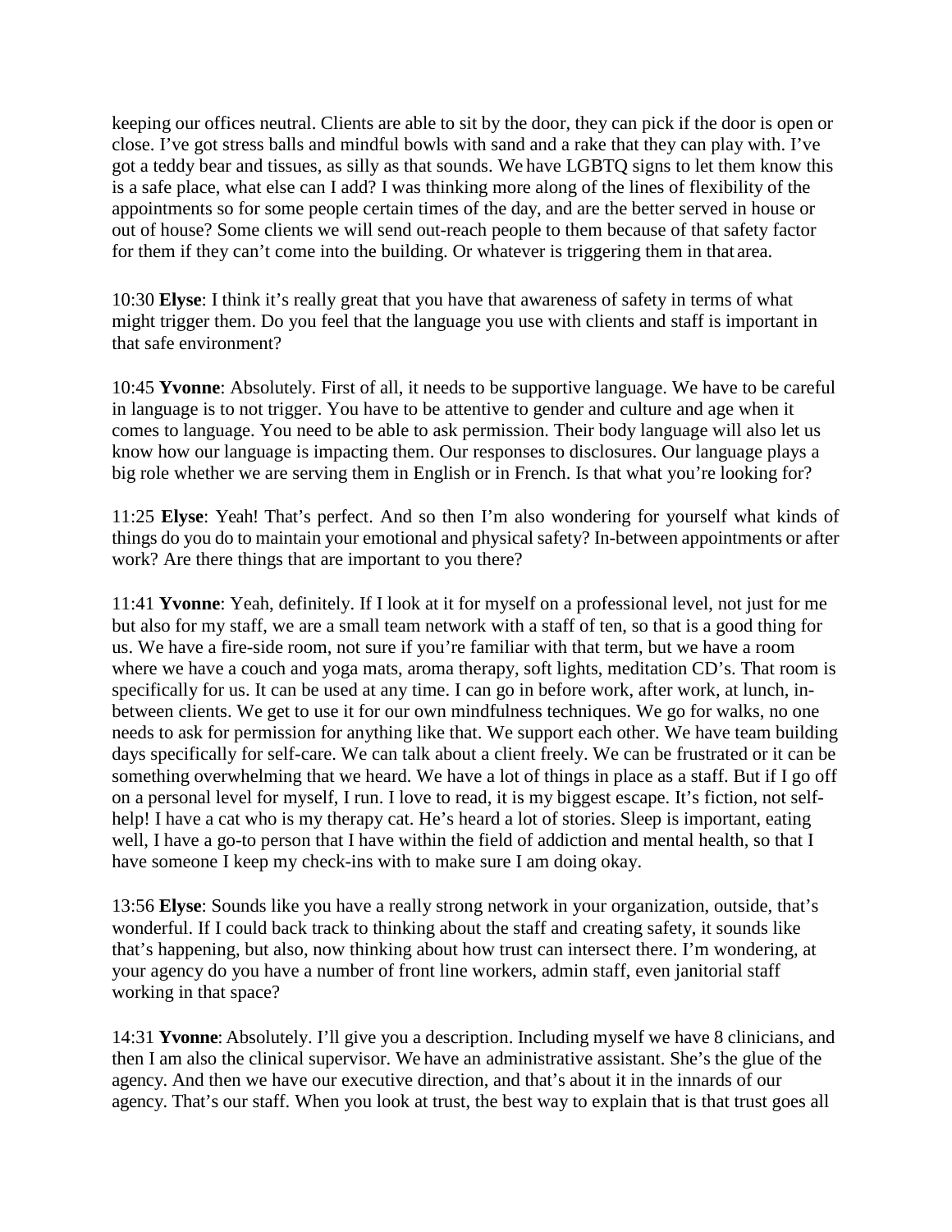keeping our offices neutral. Clients are able to sit by the door, they can pick if the door is open or close. I've got stress balls and mindful bowls with sand and a rake that they can play with. I've got a teddy bear and tissues, as silly as that sounds. We have LGBTQ signs to let them know this is a safe place, what else can I add? I was thinking more along of the lines of flexibility of the appointments so for some people certain times of the day, and are the better served in house or out of house? Some clients we will send out-reach people to them because of that safety factor for them if they can't come into the building. Or whatever is triggering them in that area.

10:30 **Elyse**: I think it's really great that you have that awareness of safety in terms of what might trigger them. Do you feel that the language you use with clients and staff is important in that safe environment?

10:45 **Yvonne**: Absolutely. First of all, it needs to be supportive language. We have to be careful in language is to not trigger. You have to be attentive to gender and culture and age when it comes to language. You need to be able to ask permission. Their body language will also let us know how our language is impacting them. Our responses to disclosures. Our language plays a big role whether we are serving them in English or in French. Is that what you're looking for?

11:25 **Elyse**: Yeah! That's perfect. And so then I'm also wondering for yourself what kinds of things do you do to maintain your emotional and physical safety? In-between appointments or after work? Are there things that are important to you there?

11:41 **Yvonne**: Yeah, definitely. If I look at it for myself on a professional level, not just for me but also for my staff, we are a small team network with a staff of ten, so that is a good thing for us. We have a fire-side room, not sure if you're familiar with that term, but we have a room where we have a couch and yoga mats, aroma therapy, soft lights, meditation CD's. That room is specifically for us. It can be used at any time. I can go in before work, after work, at lunch, in-between clients. We get to use it for our own mindfulness techniques. We go for walks, no one needs to ask for permission for anything like that. We support each other. We have team building days specifically for self-care. We can talk about a client freely. We can be frustrated or it can be something overwhelming that we heard. We have a lot of things in place as a staff. But if I go off on a personal level for myself, I run. I love to read, it is my biggest escape. It's fiction, not self-help! I have a cat who is my therapy cat. He's heard a lot of stories. Sleep is important, eating well, I have a go-to person that I have within the field of addiction and mental health, so that I have someone I keep my check-ins with to make sure I am doing okay.

13:56 **Elyse**: Sounds like you have a really strong network in your organization, outside, that's wonderful. If I could back track to thinking about the staff and creating safety, it sounds like that's happening, but also, now thinking about how trust can intersect there. I'm wondering, at your agency do you have a number of front line workers, admin staff, even janitorial staff working in that space?

14:31 **Yvonne**: Absolutely. I'll give you a description. Including myself we have 8 clinicians, and then I am also the clinical supervisor. We have an administrative assistant. She's the glue of the agency. And then we have our executive direction, and that's about it in the innards of our agency. That's our staff. When you look at trust, the best way to explain that is that trust goes all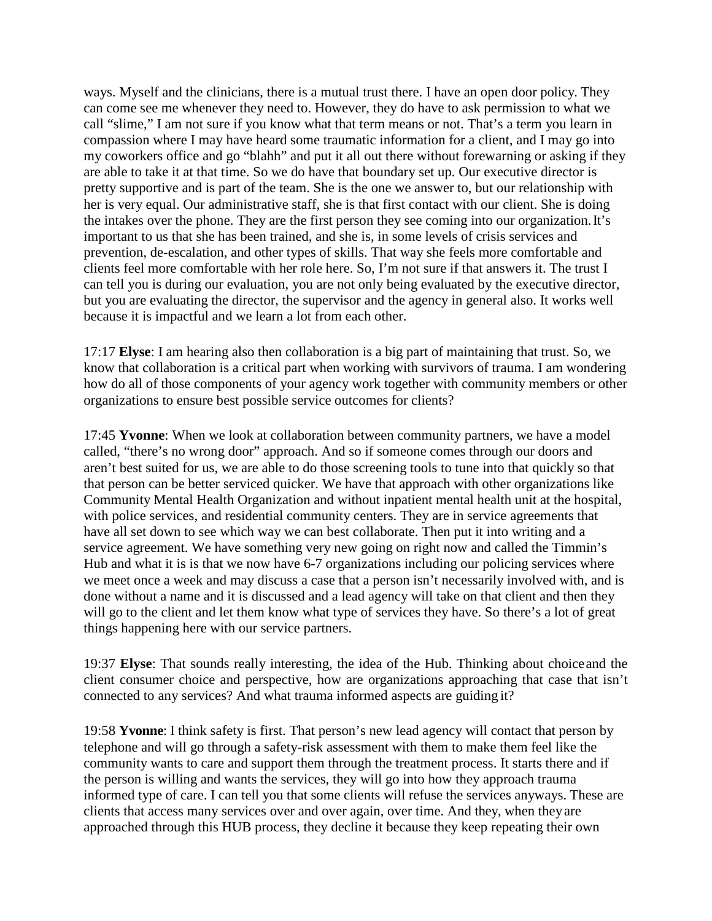ways. Myself and the clinicians, there is a mutual trust there. I have an open door policy. They can come see me whenever they need to. However, they do have to ask permission to what we call "slime," I am not sure if you know what that term means or not. That's a term you learn in compassion where I may have heard some traumatic information for a client, and I may go into my coworkers office and go "blahh" and put it all out there without forewarning or asking if they are able to take it at that time. So we do have that boundary set up. Our executive director is pretty supportive and is part of the team. She is the one we answer to, but our relationship with her is very equal. Our administrative staff, she is that first contact with our client. She is doing the intakes over the phone. They are the first person they see coming into our organization. It's important to us that she has been trained, and she is, in some levels of crisis services and prevention, de-escalation, and other types of skills. That way she feels more comfortable and clients feel more comfortable with her role here. So, I'm not sure if that answers it. The trust I can tell you is during our evaluation, you are not only being evaluated by the executive director, but you are evaluating the director, the supervisor and the agency in general also. It works well because it is impactful and we learn a lot from each other.

17:17 **Elyse**: I am hearing also then collaboration is a big part of maintaining that trust. So, we know that collaboration is a critical part when working with survivors of trauma. I am wondering how do all of those components of your agency work together with community members or other organizations to ensure best possible service outcomes for clients?

17:45 **Yvonne**: When we look at collaboration between community partners, we have a model called, "there's no wrong door" approach. And so if someone comes through our doors and aren't best suited for us, we are able to do those screening tools to tune into that quickly so that that person can be better serviced quicker. We have that approach with other organizations like Community Mental Health Organization and without inpatient mental health unit at the hospital, with police services, and residential community centers. They are in service agreements that have all set down to see which way we can best collaborate. Then put it into writing and a service agreement. We have something very new going on right now and called the Timmin's Hub and what it is is that we now have 6-7 organizations including our policing services where we meet once a week and may discuss a case that a person isn't necessarily involved with, and is done without a name and it is discussed and a lead agency will take on that client and then they will go to the client and let them know what type of services they have. So there's a lot of great things happening here with our service partners.

19:37 **Elyse**: That sounds really interesting, the idea of the Hub. Thinking about choice and the client consumer choice and perspective, how are organizations approaching that case that isn't connected to any services? And what trauma informed aspects are guiding it?

19:58 **Yvonne**: I think safety is first. That person's new lead agency will contact that person by telephone and will go through a safety-risk assessment with them to make them feel like the community wants to care and support them through the treatment process. It starts there and if the person is willing and wants the services, they will go into how they approach trauma informed type of care. I can tell you that some clients will refuse the services anyways. These are clients that access many services over and over again, over time. And they, when they are approached through this HUB process, they decline it because they keep repeating their own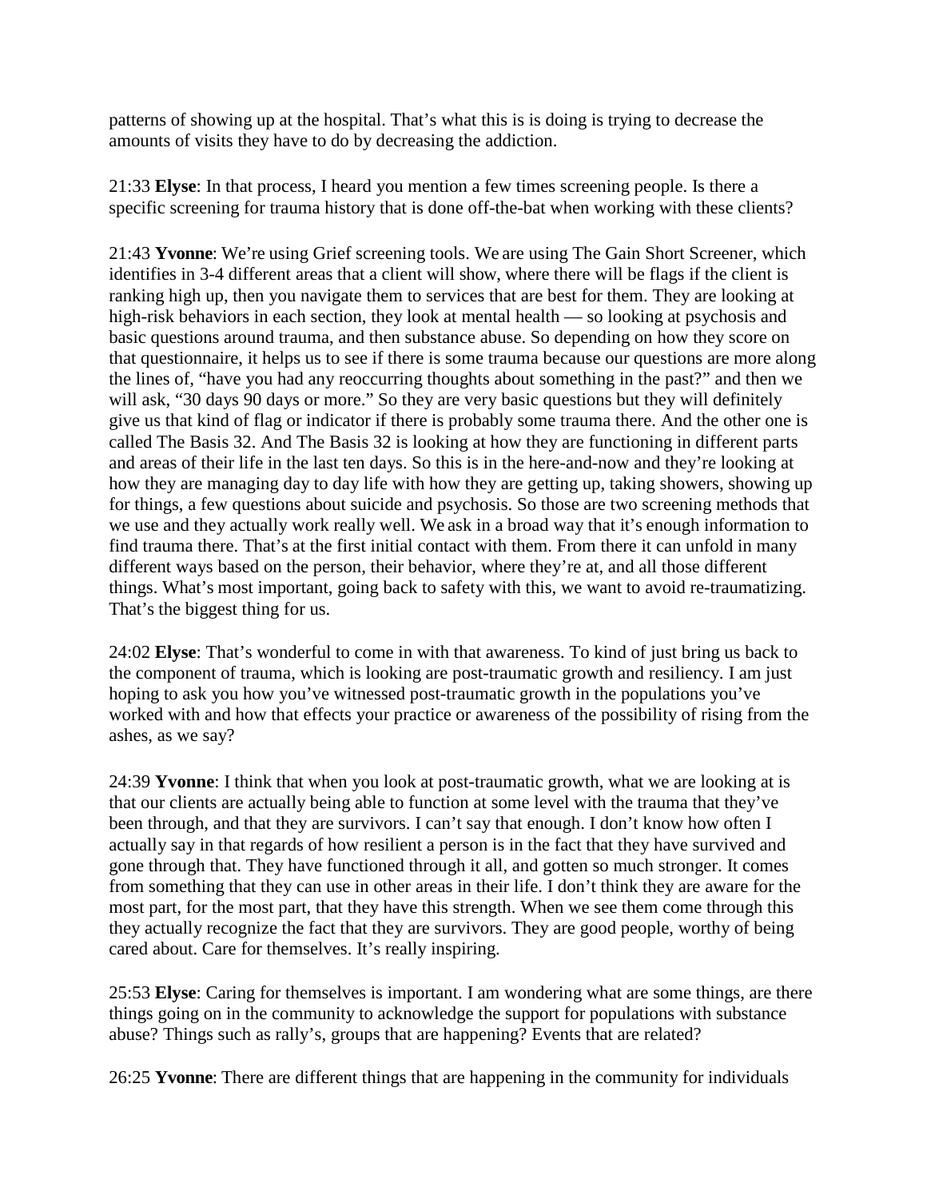patterns of showing up at the hospital. That's what this is is doing is trying to decrease the amounts of visits they have to do by decreasing the addiction.

21:33 **Elyse**: In that process, I heard you mention a few times screening people. Is there a specific screening for trauma history that is done off-the-bat when working with these clients?

21:43 **Yvonne**: We're using Grief screening tools. We are using The Gain Short Screener, which identifies in 3-4 different areas that a client will show, where there will be flags if the client is ranking high up, then you navigate them to services that are best for them. They are looking at high-risk behaviors in each section, they look at mental health — so looking at psychosis and basic questions around trauma, and then substance abuse. So depending on how they score on that questionnaire, it helps us to see if there is some trauma because our questions are more along the lines of, "have you had any reoccurring thoughts about something in the past?" and then we will ask, "30 days 90 days or more." So they are very basic questions but they will definitely give us that kind of flag or indicator if there is probably some trauma there. And the other one is called The Basis 32. And The Basis 32 is looking at how they are functioning in different parts and areas of their life in the last ten days. So this is in the here-and-now and they're looking at how they are managing day to day life with how they are getting up, taking showers, showing up for things, a few questions about suicide and psychosis. So those are two screening methods that we use and they actually work really well. We ask in a broad way that it's enough information to find trauma there. That's at the first initial contact with them. From there it can unfold in many different ways based on the person, their behavior, where they're at, and all those different things. What's most important, going back to safety with this, we want to avoid re-traumatizing. That's the biggest thing for us.

24:02 **Elyse**: That's wonderful to come in with that awareness. To kind of just bring us back to the component of trauma, which is looking are post-traumatic growth and resiliency. I am just hoping to ask you how you've witnessed post-traumatic growth in the populations you've worked with and how that effects your practice or awareness of the possibility of rising from the ashes, as we say?

24:39 **Yvonne**: I think that when you look at post-traumatic growth, what we are looking at is that our clients are actually being able to function at some level with the trauma that they've been through, and that they are survivors. I can't say that enough. I don't know how often I actually say in that regards of how resilient a person is in the fact that they have survived and gone through that. They have functioned through it all, and gotten so much stronger. It comes from something that they can use in other areas in their life. I don't think they are aware for the most part, for the most part, that they have this strength. When we see them come through this they actually recognize the fact that they are survivors. They are good people, worthy of being cared about. Care for themselves. It's really inspiring.

25:53 **Elyse**: Caring for themselves is important. I am wondering what are some things, are there things going on in the community to acknowledge the support for populations with substance abuse? Things such as rally's, groups that are happening? Events that are related?

26:25 **Yvonne**: There are different things that are happening in the community for individuals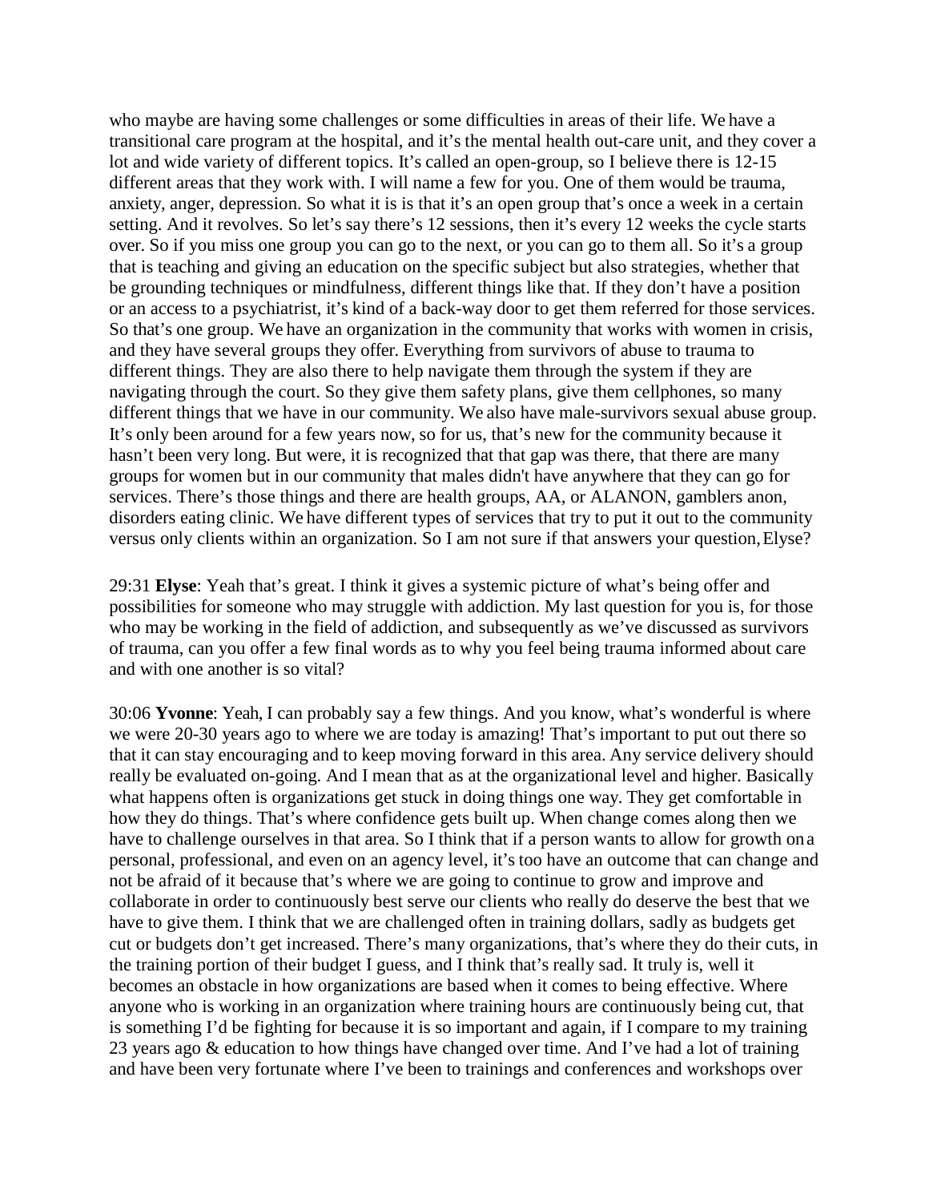who maybe are having some challenges or some difficulties in areas of their life. We have a transitional care program at the hospital, and it's the mental health out-care unit, and they cover a lot and wide variety of different topics. It's called an open-group, so I believe there is 12-15 different areas that they work with. I will name a few for you. One of them would be trauma, anxiety, anger, depression. So what it is is that it's an open group that's once a week in a certain setting. And it revolves. So let's say there's 12 sessions, then it's every 12 weeks the cycle starts over. So if you miss one group you can go to the next, or you can go to them all. So it's a group that is teaching and giving an education on the specific subject but also strategies, whether that be grounding techniques or mindfulness, different things like that. If they don't have a position or an access to a psychiatrist, it's kind of a back-way door to get them referred for those services. So that's one group. We have an organization in the community that works with women in crisis, and they have several groups they offer. Everything from survivors of abuse to trauma to different things. They are also there to help navigate them through the system if they are navigating through the court. So they give them safety plans, give them cellphones, so many different things that we have in our community. We also have male-survivors sexual abuse group. It's only been around for a few years now, so for us, that's new for the community because it hasn't been very long. But were, it is recognized that that gap was there, that there are many groups for women but in our community that males didn't have anywhere that they can go for services. There's those things and there are health groups, AA, or ALANON, gamblers anon, disorders eating clinic. We have different types of services that try to put it out to the community versus only clients within an organization. So I am not sure if that answers your question, Elyse?

29:31 **Elyse**: Yeah that's great. I think it gives a systemic picture of what's being offer and possibilities for someone who may struggle with addiction. My last question for you is, for those who may be working in the field of addiction, and subsequently as we've discussed as survivors of trauma, can you offer a few final words as to why you feel being trauma informed about care and with one another is so vital?

30:06 **Yvonne**: Yeah, I can probably say a few things. And you know, what's wonderful is where we were 20-30 years ago to where we are today is amazing! That's important to put out there so that it can stay encouraging and to keep moving forward in this area. Any service delivery should really be evaluated on-going. And I mean that as at the organizational level and higher. Basically what happens often is organizations get stuck in doing things one way. They get comfortable in how they do things. That's where confidence gets built up. When change comes along then we have to challenge ourselves in that area. So I think that if a person wants to allow for growth on a personal, professional, and even on an agency level, it's too have an outcome that can change and not be afraid of it because that's where we are going to continue to grow and improve and collaborate in order to continuously best serve our clients who really do deserve the best that we have to give them. I think that we are challenged often in training dollars, sadly as budgets get cut or budgets don't get increased. There's many organizations, that's where they do their cuts, in the training portion of their budget I guess, and I think that's really sad. It truly is, well it becomes an obstacle in how organizations are based when it comes to being effective. Where anyone who is working in an organization where training hours are continuously being cut, that is something I'd be fighting for because it is so important and again, if I compare to my training 23 years ago & education to how things have changed over time. And I've had a lot of training and have been very fortunate where I've been to trainings and conferences and workshops over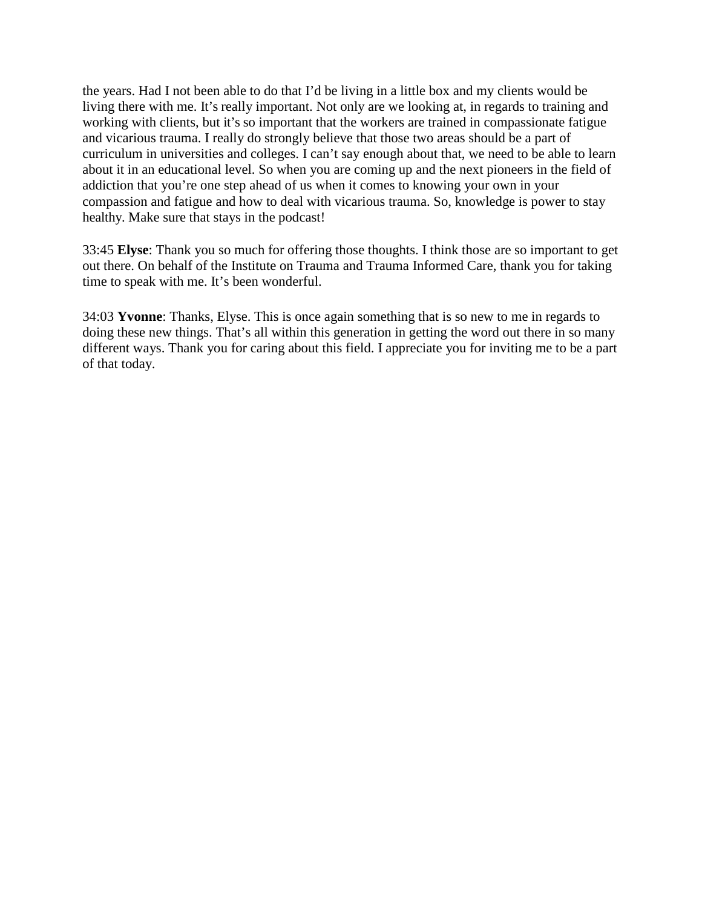the years. Had I not been able to do that I'd be living in a little box and my clients would be living there with me. It's really important. Not only are we looking at, in regards to training and working with clients, but it's so important that the workers are trained in compassionate fatigue and vicarious trauma. I really do strongly believe that those two areas should be a part of curriculum in universities and colleges. I can't say enough about that, we need to be able to learn about it in an educational level. So when you are coming up and the next pioneers in the field of addiction that you're one step ahead of us when it comes to knowing your own in your compassion and fatigue and how to deal with vicarious trauma. So, knowledge is power to stay healthy. Make sure that stays in the podcast!

33:45 **Elyse**: Thank you so much for offering those thoughts. I think those are so important to get out there. On behalf of the Institute on Trauma and Trauma Informed Care, thank you for taking time to speak with me. It's been wonderful.

34:03 **Yvonne**: Thanks, Elyse. This is once again something that is so new to me in regards to doing these new things. That's all within this generation in getting the word out there in so many different ways. Thank you for caring about this field. I appreciate you for inviting me to be a part of that today.